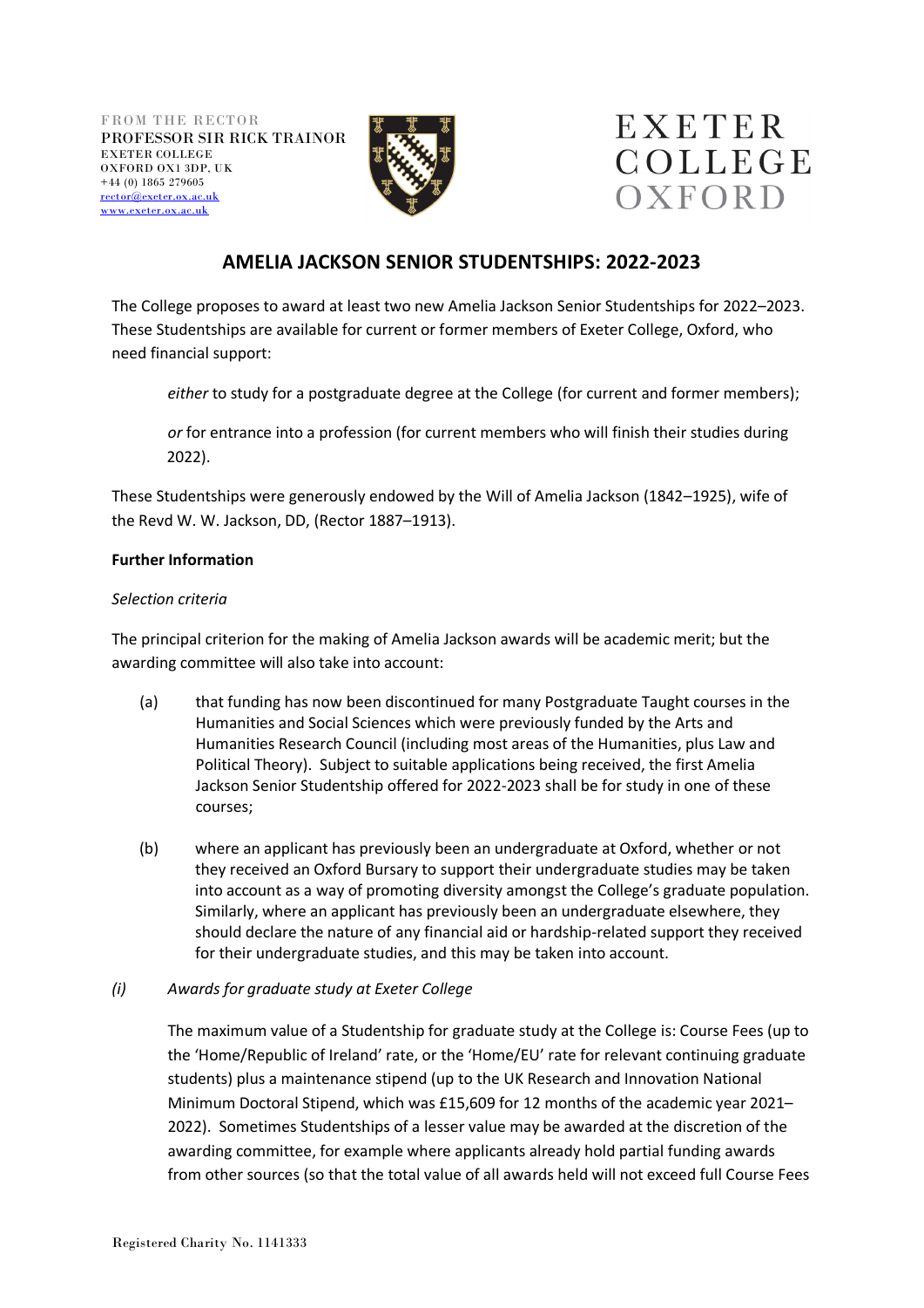FROM THE RECTOR
PROFESSOR SIR RICK TRAINOR
EXETER COLLEGE
OXFORD OX1 3DP, UK
+44 (0) 1865 279605
rector@exeter.ox.ac.uk
www.exeter.ox.ac.uk

EXETER COLLEGE OXFORD

## AMELIA JACKSON SENIOR STUDENTSHIPS: 2022-2023

The College proposes to award at least two new Amelia Jackson Senior Studentships for 2022–2023. These Studentships are available for current or former members of Exeter College, Oxford, who need financial support:

> *either* to study for a postgraduate degree at the College (for current and former members);
>
> *or* for entrance into a profession (for current members who will finish their studies during 2022).

These Studentships were generously endowed by the Will of Amelia Jackson (1842–1925), wife of the Revd W. W. Jackson, DD, (Rector 1887–1913).

**Further Information**

*Selection criteria*

The principal criterion for the making of Amelia Jackson awards will be academic merit; but the awarding committee will also take into account:

(a) that funding has now been discontinued for many Postgraduate Taught courses in the Humanities and Social Sciences which were previously funded by the Arts and Humanities Research Council (including most areas of the Humanities, plus Law and Political Theory). Subject to suitable applications being received, the first Amelia Jackson Senior Studentship offered for 2022-2023 shall be for study in one of these courses;

(b) where an applicant has previously been an undergraduate at Oxford, whether or not they received an Oxford Bursary to support their undergraduate studies may be taken into account as a way of promoting diversity amongst the College's graduate population. Similarly, where an applicant has previously been an undergraduate elsewhere, they should declare the nature of any financial aid or hardship-related support they received for their undergraduate studies, and this may be taken into account.

*(i) Awards for graduate study at Exeter College*

The maximum value of a Studentship for graduate study at the College is: Course Fees (up to the 'Home/Republic of Ireland' rate, or the 'Home/EU' rate for relevant continuing graduate students) plus a maintenance stipend (up to the UK Research and Innovation National Minimum Doctoral Stipend, which was £15,609 for 12 months of the academic year 2021–2022). Sometimes Studentships of a lesser value may be awarded at the discretion of the awarding committee, for example where applicants already hold partial funding awards from other sources (so that the total value of all awards held will not exceed full Course Fees

Registered Charity No. 1141333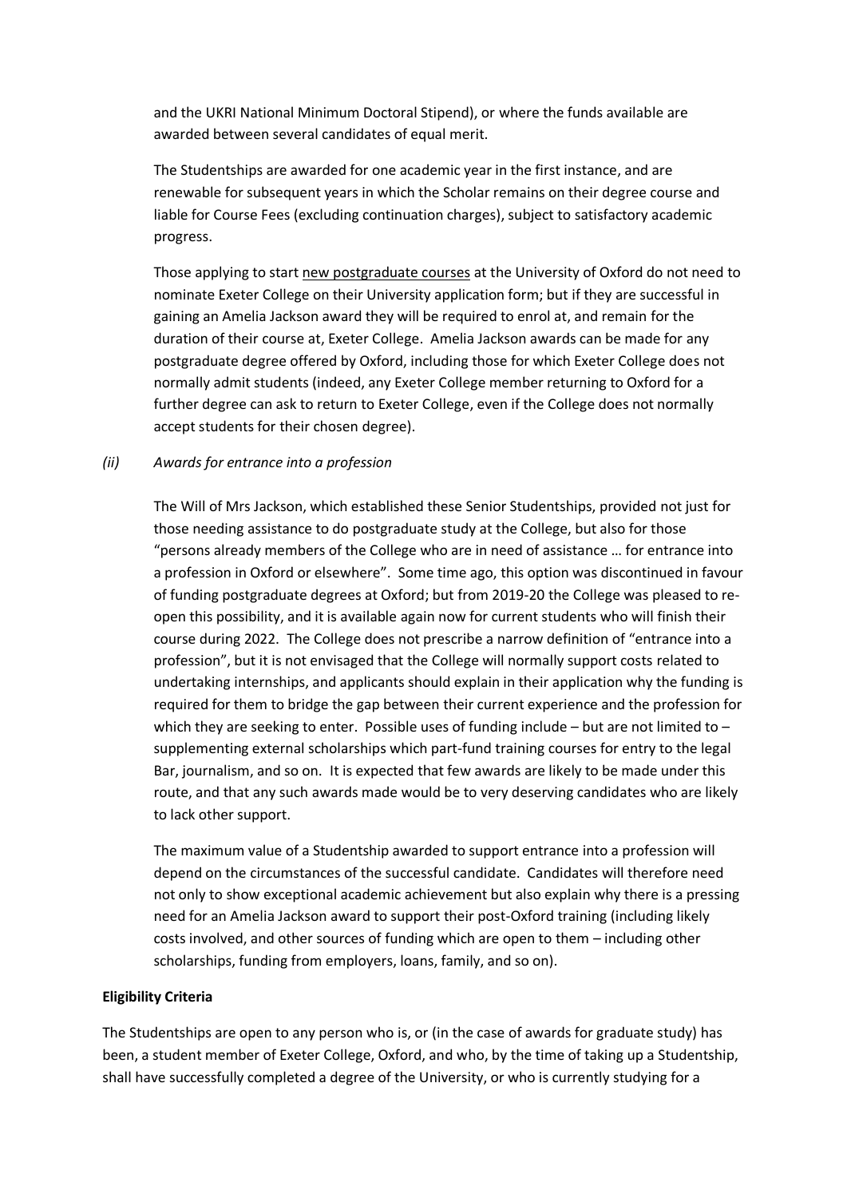and the UKRI National Minimum Doctoral Stipend), or where the funds available are awarded between several candidates of equal merit.

The Studentships are awarded for one academic year in the first instance, and are renewable for subsequent years in which the Scholar remains on their degree course and liable for Course Fees (excluding continuation charges), subject to satisfactory academic progress.

Those applying to start new postgraduate courses at the University of Oxford do not need to nominate Exeter College on their University application form; but if they are successful in gaining an Amelia Jackson award they will be required to enrol at, and remain for the duration of their course at, Exeter College. Amelia Jackson awards can be made for any postgraduate degree offered by Oxford, including those for which Exeter College does not normally admit students (indeed, any Exeter College member returning to Oxford for a further degree can ask to return to Exeter College, even if the College does not normally accept students for their chosen degree).

*(ii) Awards for entrance into a profession*

The Will of Mrs Jackson, which established these Senior Studentships, provided not just for those needing assistance to do postgraduate study at the College, but also for those "persons already members of the College who are in need of assistance … for entrance into a profession in Oxford or elsewhere". Some time ago, this option was discontinued in favour of funding postgraduate degrees at Oxford; but from 2019-20 the College was pleased to re-open this possibility, and it is available again now for current students who will finish their course during 2022. The College does not prescribe a narrow definition of "entrance into a profession", but it is not envisaged that the College will normally support costs related to undertaking internships, and applicants should explain in their application why the funding is required for them to bridge the gap between their current experience and the profession for which they are seeking to enter. Possible uses of funding include – but are not limited to – supplementing external scholarships which part-fund training courses for entry to the legal Bar, journalism, and so on. It is expected that few awards are likely to be made under this route, and that any such awards made would be to very deserving candidates who are likely to lack other support.

The maximum value of a Studentship awarded to support entrance into a profession will depend on the circumstances of the successful candidate. Candidates will therefore need not only to show exceptional academic achievement but also explain why there is a pressing need for an Amelia Jackson award to support their post-Oxford training (including likely costs involved, and other sources of funding which are open to them – including other scholarships, funding from employers, loans, family, and so on).

**Eligibility Criteria**

The Studentships are open to any person who is, or (in the case of awards for graduate study) has been, a student member of Exeter College, Oxford, and who, by the time of taking up a Studentship, shall have successfully completed a degree of the University, or who is currently studying for a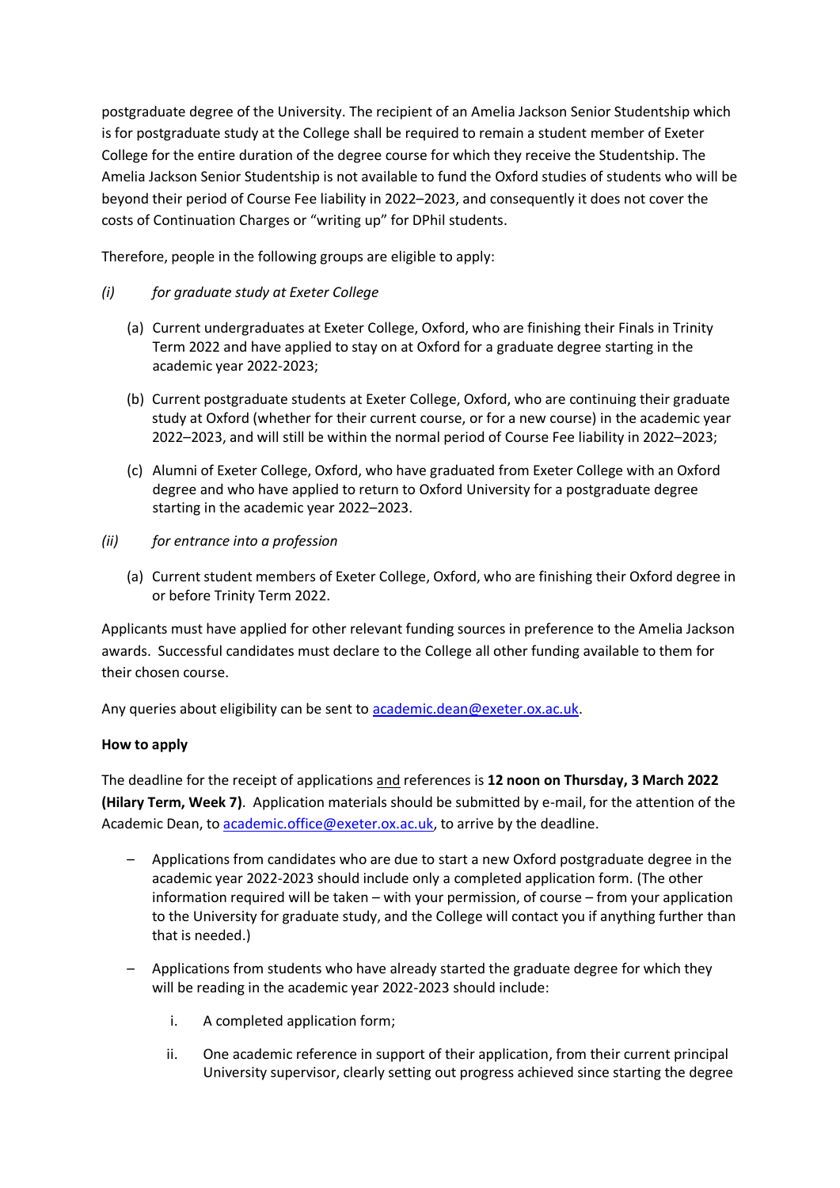postgraduate degree of the University. The recipient of an Amelia Jackson Senior Studentship which is for postgraduate study at the College shall be required to remain a student member of Exeter College for the entire duration of the degree course for which they receive the Studentship. The Amelia Jackson Senior Studentship is not available to fund the Oxford studies of students who will be beyond their period of Course Fee liability in 2022–2023, and consequently it does not cover the costs of Continuation Charges or "writing up" for DPhil students.

Therefore, people in the following groups are eligible to apply:

*(i) for graduate study at Exeter College*

(a) Current undergraduates at Exeter College, Oxford, who are finishing their Finals in Trinity Term 2022 and have applied to stay on at Oxford for a graduate degree starting in the academic year 2022-2023;

(b) Current postgraduate students at Exeter College, Oxford, who are continuing their graduate study at Oxford (whether for their current course, or for a new course) in the academic year 2022–2023, and will still be within the normal period of Course Fee liability in 2022–2023;

(c) Alumni of Exeter College, Oxford, who have graduated from Exeter College with an Oxford degree and who have applied to return to Oxford University for a postgraduate degree starting in the academic year 2022–2023.

*(ii) for entrance into a profession*

(a) Current student members of Exeter College, Oxford, who are finishing their Oxford degree in or before Trinity Term 2022.

Applicants must have applied for other relevant funding sources in preference to the Amelia Jackson awards. Successful candidates must declare to the College all other funding available to them for their chosen course.

Any queries about eligibility can be sent to academic.dean@exeter.ox.ac.uk.

**How to apply**

The deadline for the receipt of applications <u>and</u> references is **12 noon on Thursday, 3 March 2022 (Hilary Term, Week 7)**. Application materials should be submitted by e-mail, for the attention of the Academic Dean, to academic.office@exeter.ox.ac.uk, to arrive by the deadline.

- Applications from candidates who are due to start a new Oxford postgraduate degree in the academic year 2022-2023 should include only a completed application form. (The other information required will be taken – with your permission, of course – from your application to the University for graduate study, and the College will contact you if anything further than that is needed.)

- Applications from students who have already started the graduate degree for which they will be reading in the academic year 2022-2023 should include:

    i. A completed application form;

    ii. One academic reference in support of their application, from their current principal University supervisor, clearly setting out progress achieved since starting the degree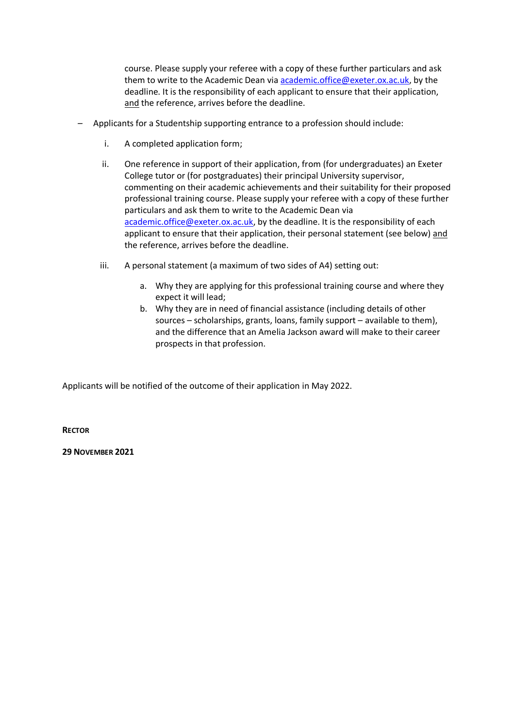course. Please supply your referee with a copy of these further particulars and ask them to write to the Academic Dean via [academic.office@exeter.ox.ac.uk](mailto:academic.office@exeter.ox.ac.uk), by the deadline. It is the responsibility of each applicant to ensure that their application, <u>and</u> the reference, arrives before the deadline.

– Applicants for a Studentship supporting entrance to a profession should include:

  i. A completed application form;

  ii. One reference in support of their application, from (for undergraduates) an Exeter College tutor or (for postgraduates) their principal University supervisor, commenting on their academic achievements and their suitability for their proposed professional training course. Please supply your referee with a copy of these further particulars and ask them to write to the Academic Dean via [academic.office@exeter.ox.ac.uk](mailto:academic.office@exeter.ox.ac.uk), by the deadline. It is the responsibility of each applicant to ensure that their application, their personal statement (see below) <u>and</u> the reference, arrives before the deadline.

  iii. A personal statement (a maximum of two sides of A4) setting out:

     a. Why they are applying for this professional training course and where they expect it will lead;
     b. Why they are in need of financial assistance (including details of other sources – scholarships, grants, loans, family support – available to them), and the difference that an Amelia Jackson award will make to their career prospects in that profession.

Applicants will be notified of the outcome of their application in May 2022.

**RECTOR**

**29 NOVEMBER 2021**